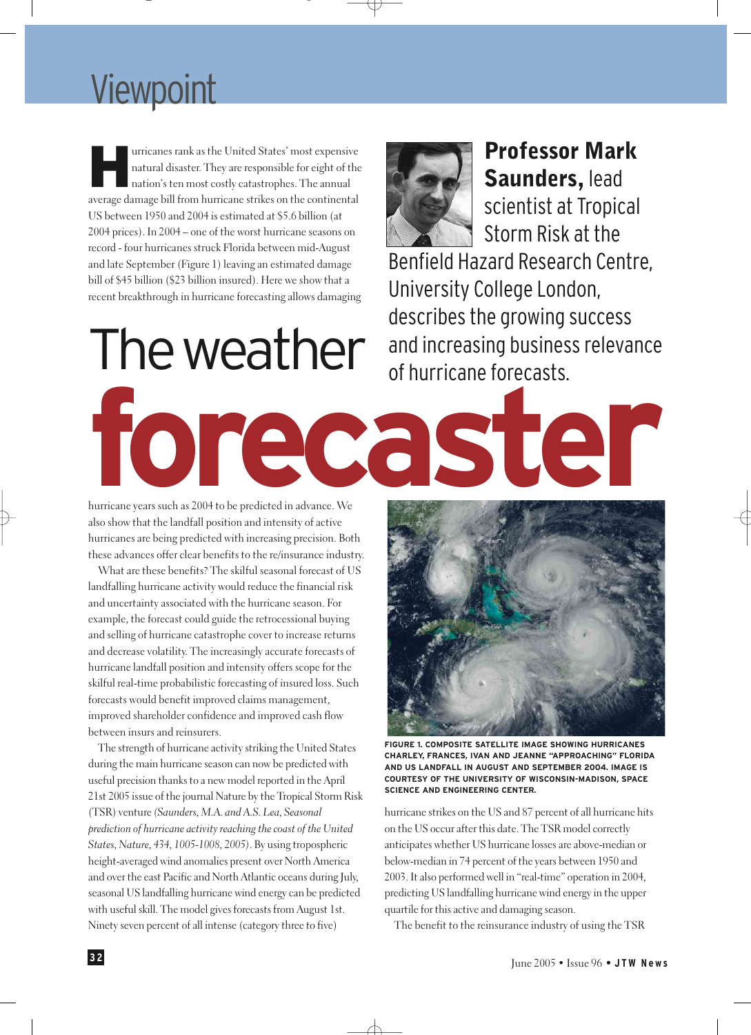# Viewpoint

# The weather forecaster

**Professor Mark Saunders,** lead scientist at Tropical Storm Risk at the Benfield Hazard Research Centre, University College London, describes the growing success and increasing business relevance of hurricane forecasts.

Hurricanes rank as the United States' most expensive natural disaster. They are responsible for eight of the nation's ten most costly catastrophes. The annual average damage bill from hurricane strikes on the continental US between 1950 and 2004 is estimated at $5.6 billion (at 2004 prices). In 2004 – one of the worst hurricane seasons on record - four hurricanes struck Florida between mid-August and late September (Figure 1) leaving an estimated damage bill of $45 billion ($23 billion insured). Here we show that a recent breakthrough in hurricane forecasting allows damaging hurricane years such as 2004 to be predicted in advance. We also show that the landfall position and intensity of active hurricanes are being predicted with increasing precision. Both these advances offer clear benefits to the re/insurance industry.

What are these benefits? The skilful seasonal forecast of US landfalling hurricane activity would reduce the financial risk and uncertainty associated with the hurricane season. For example, the forecast could guide the retrocessional buying and selling of hurricane catastrophe cover to increase returns and decrease volatility. The increasingly accurate forecasts of hurricane landfall position and intensity offers scope for the skilful real-time probabilistic forecasting of insured loss. Such forecasts would benefit improved claims management, improved shareholder confidence and improved cash flow between insurs and reinsurers.

The strength of hurricane activity striking the United States during the main hurricane season can now be predicted with useful precision thanks to a new model reported in the April 21st 2005 issue of the journal Nature by the Tropical Storm Risk (TSR) venture *(Saunders, M.A. and A.S. Lea, Seasonal prediction of hurricane activity reaching the coast of the United States, Nature, 434, 1005-1008, 2005)*. By using tropospheric height-averaged wind anomalies present over North America and over the east Pacific and North Atlantic oceans during July, seasonal US landfalling hurricane wind energy can be predicted with useful skill. The model gives forecasts from August 1st. Ninety seven percent of all intense (category three to five) hurricane strikes on the US and 87 percent of all hurricane hits on the US occur after this date. The TSR model correctly anticipates whether US hurricane losses are above-median or below-median in 74 percent of the years between 1950 and 2003. It also performed well in "real-time" operation in 2004, predicting US landfalling hurricane wind energy in the upper quartile for this active and damaging season.

FIGURE 1. COMPOSITE SATELLITE IMAGE SHOWING HURRICANES CHARLEY, FRANCES, IVAN AND JEANNE "APPROACHING" FLORIDA AND US LANDFALL IN AUGUST AND SEPTEMBER 2004. IMAGE IS COURTESY OF THE UNIVERSITY OF WISCONSIN-MADISON, SPACE SCIENCE AND ENGINEERING CENTER.

The benefit to the reinsurance industry of using the TSR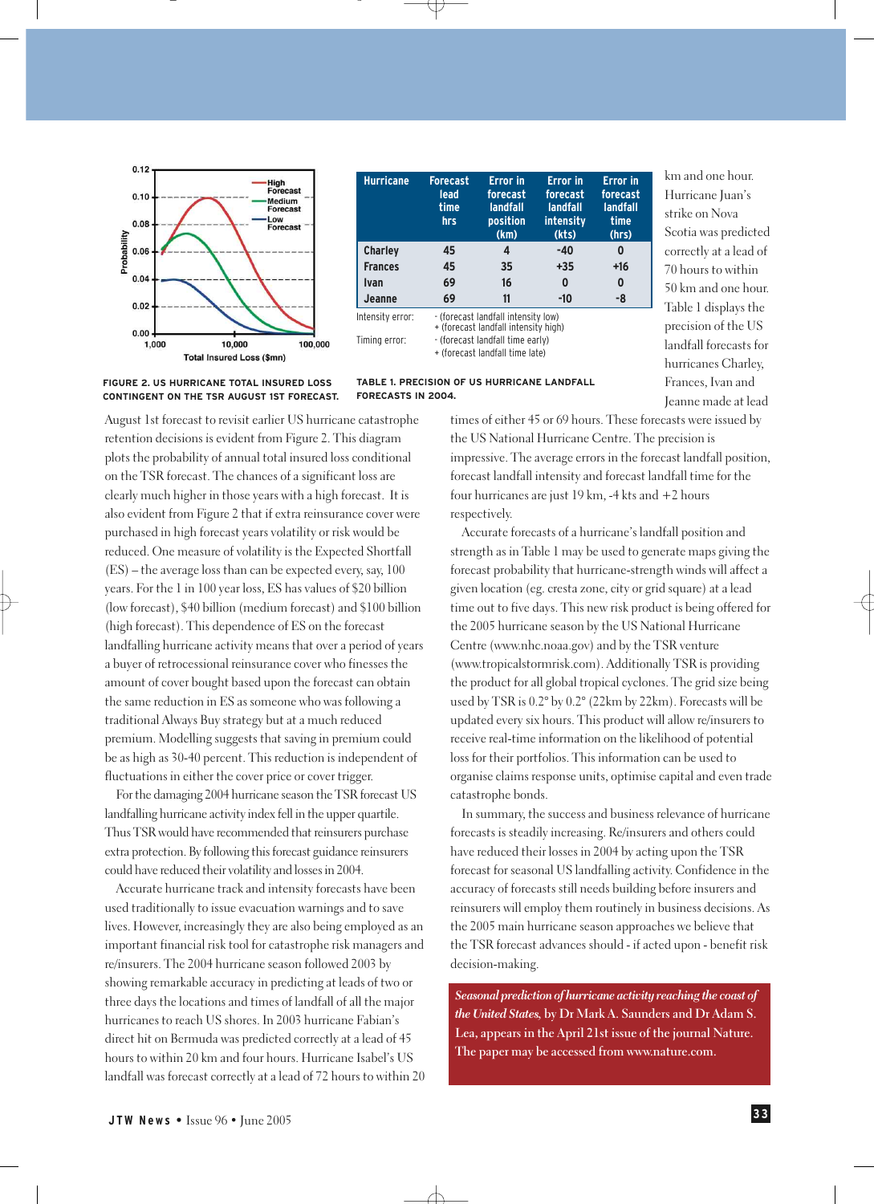0.12
0.10
0.08
0.06
0.04
0.02
0.00
Probability
1,000
10,000
100,000
Total Insured Loss ($mn)
High Forecast
Medium Forecast
Low Forecast

**FIGURE 2. US HURRICANE TOTAL INSURED LOSS CONTINGENT ON THE TSR AUGUST 1ST FORECAST.**

| Hurricane | Forecast lead time hrs | Error in forecast landfall position (km) | Error in forecast landfall intensity (kts) | Error in forecast landfall time (hrs) |
|---|---|---|---|---|
| Charley | 45 | 4 | -40 | 0 |
| Frances | 45 | 35 | +35 | +16 |
| Ivan | 69 | 16 | 0 | 0 |
| Jeanne | 69 | 11 | -10 | -8 |

Intensity error: - (forecast landfall intensity low)
+ (forecast landfall intensity high)

Timing error: - (forecast landfall time early)
+ (forecast landfall time late)

**TABLE 1. PRECISION OF US HURRICANE LANDFALL FORECASTS IN 2004.**

August 1st forecast to revisit earlier US hurricane catastrophe retention decisions is evident from Figure 2. This diagram plots the probability of annual total insured loss conditional on the TSR forecast. The chances of a significant loss are clearly much higher in those years with a high forecast. It is also evident from Figure 2 that if extra reinsurance cover were purchased in high forecast years volatility or risk would be reduced. One measure of volatility is the Expected Shortfall (ES) – the average loss than can be expected every, say, 100 years. For the 1 in 100 year loss, ES has values of $20 billion (low forecast), $40 billion (medium forecast) and $100 billion (high forecast). This dependence of ES on the forecast landfalling hurricane activity means that over a period of years a buyer of retrocessional reinsurance cover who finesses the amount of cover bought based upon the forecast can obtain the same reduction in ES as someone who was following a traditional Always Buy strategy but at a much reduced premium. Modelling suggests that saving in premium could be as high as 30-40 percent. This reduction is independent of fluctuations in either the cover price or cover trigger.

For the damaging 2004 hurricane season the TSR forecast US landfalling hurricane activity index fell in the upper quartile. Thus TSR would have recommended that reinsurers purchase extra protection. By following this forecast guidance reinsurers could have reduced their volatility and losses in 2004.

Accurate hurricane track and intensity forecasts have been used traditionally to issue evacuation warnings and to save lives. However, increasingly they are also being employed as an important financial risk tool for catastrophe risk managers and re/insurers. The 2004 hurricane season followed 2003 by showing remarkable accuracy in predicting at leads of two or three days the locations and times of landfall of all the major hurricanes to reach US shores. In 2003 hurricane Fabian's direct hit on Bermuda was predicted correctly at a lead of 45 hours to within 20 km and four hours. Hurricane Isabel's US landfall was forecast correctly at a lead of 72 hours to within 20 km and one hour. Hurricane Juan's strike on Nova Scotia was predicted correctly at a lead of 70 hours to within 50 km and one hour. Table 1 displays the precision of the US landfall forecasts for hurricanes Charley, Frances, Ivan and Jeanne made at lead times of either 45 or 69 hours. These forecasts were issued by the US National Hurricane Centre. The precision is impressive. The average errors in the forecast landfall position, forecast landfall intensity and forecast landfall time for the four hurricanes are just 19 km, -4 kts and +2 hours respectively.

Accurate forecasts of a hurricane's landfall position and strength as in Table 1 may be used to generate maps giving the forecast probability that hurricane-strength winds will affect a given location (eg. cresta zone, city or grid square) at a lead time out to five days. This new risk product is being offered for the 2005 hurricane season by the US National Hurricane Centre (www.nhc.noaa.gov) and by the TSR venture (www.tropicalstormrisk.com). Additionally TSR is providing the product for all global tropical cyclones. The grid size being used by TSR is 0.2° by 0.2° (22km by 22km). Forecasts will be updated every six hours. This product will allow re/insurers to receive real-time information on the likelihood of potential loss for their portfolios. This information can be used to organise claims response units, optimise capital and even trade catastrophe bonds.

In summary, the success and business relevance of hurricane forecasts is steadily increasing. Re/insurers and others could have reduced their losses in 2004 by acting upon the TSR forecast for seasonal US landfalling activity. Confidence in the accuracy of forecasts still needs building before insurers and reinsurers will employ them routinely in business decisions. As the 2005 main hurricane season approaches we believe that the TSR forecast advances should - if acted upon - benefit risk decision-making.

*Seasonal prediction of hurricane activity reaching the coast of the United States*, by Dr Mark A. Saunders and Dr Adam S. Lea, appears in the April 21st issue of the journal Nature. The paper may be accessed from www.nature.com.